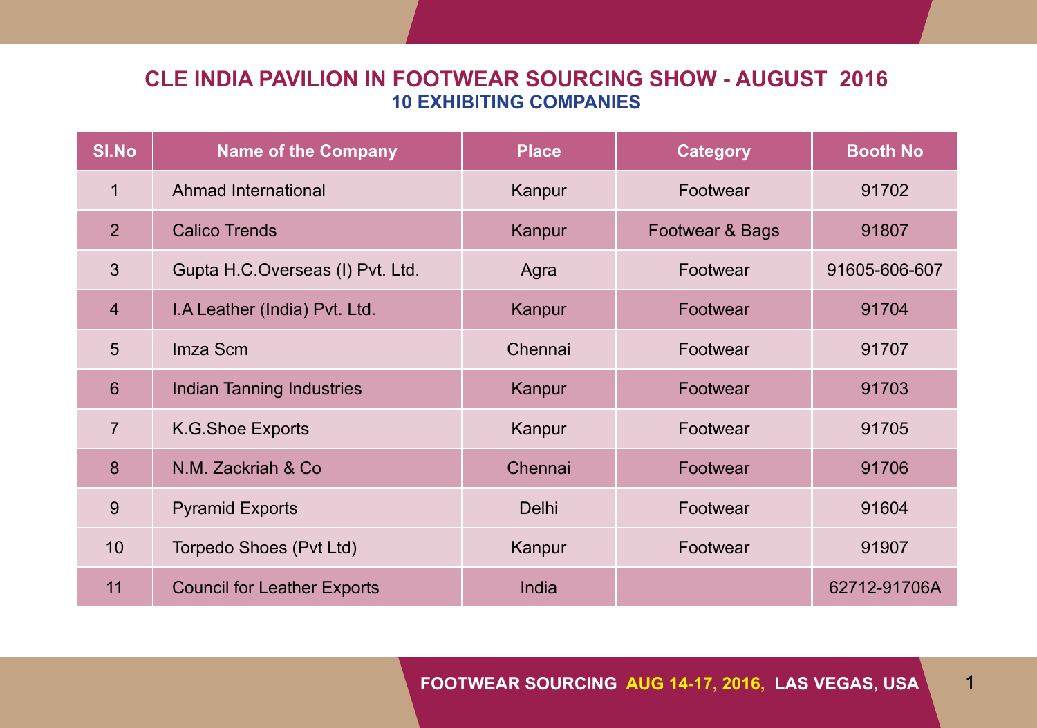# CLE INDIA PAVILION IN FOOTWEAR SOURCING SHOW - AUGUST 2016

## 10 EXHIBITING COMPANIES

| Sl.No | Name of the Company | Place | Category | Booth No |
|---|---|---|---|---|
| 1 | Ahmad International | Kanpur | Footwear | 91702 |
| 2 | Calico Trends | Kanpur | Footwear & Bags | 91807 |
| 3 | Gupta H.C.Overseas (I) Pvt. Ltd. | Agra | Footwear | 91605-606-607 |
| 4 | I.A Leather (India) Pvt. Ltd. | Kanpur | Footwear | 91704 |
| 5 | Imza Scm | Chennai | Footwear | 91707 |
| 6 | Indian Tanning Industries | Kanpur | Footwear | 91703 |
| 7 | K.G.Shoe Exports | Kanpur | Footwear | 91705 |
| 8 | N.M. Zackriah & Co | Chennai | Footwear | 91706 |
| 9 | Pyramid Exports | Delhi | Footwear | 91604 |
| 10 | Torpedo Shoes (Pvt Ltd) | Kanpur | Footwear | 91907 |
| 11 | Council for Leather Exports | India | | 62712-91706A |

FOOTWEAR SOURCING AUG 14-17, 2016, LAS VEGAS, USA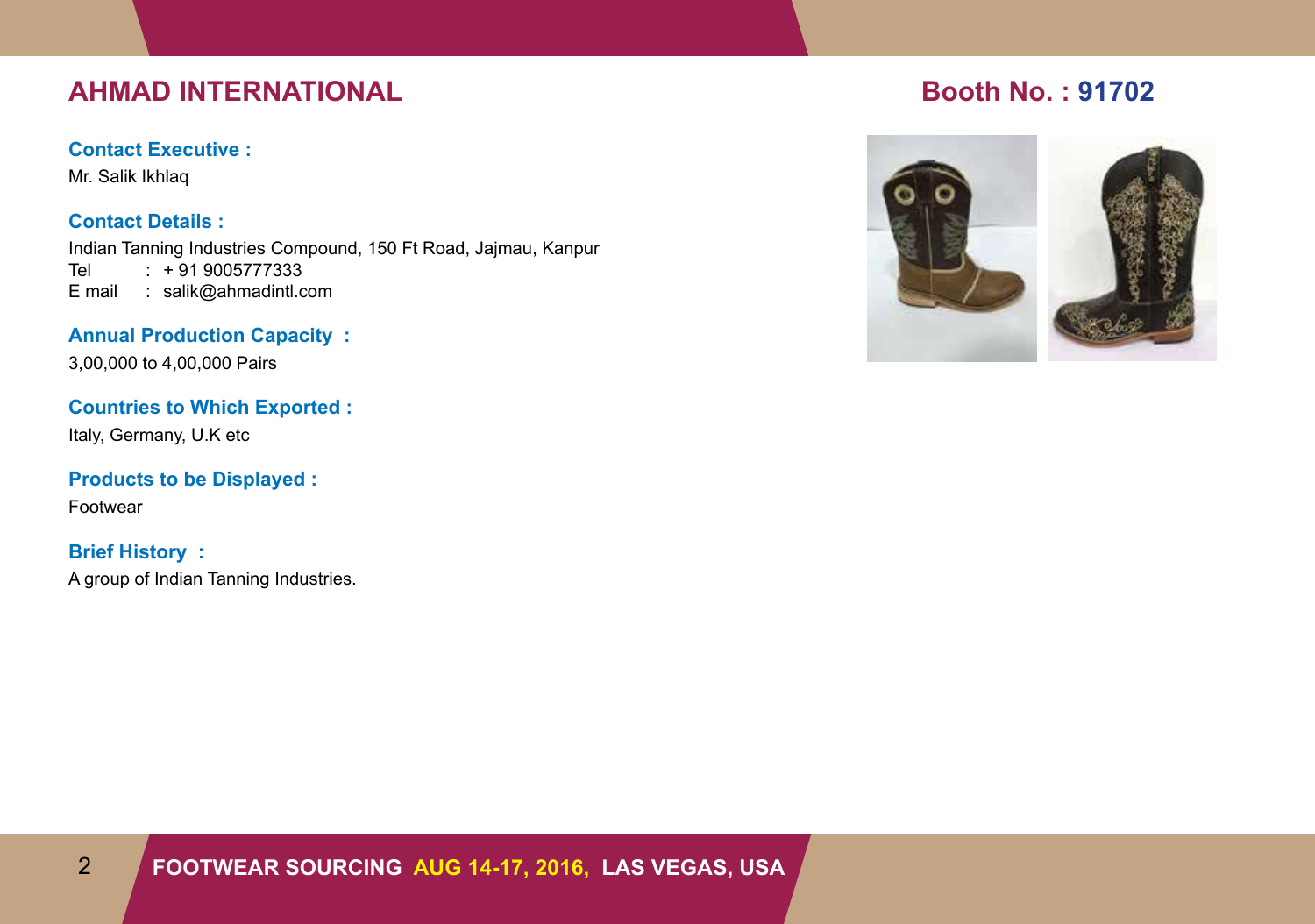## AHMAD INTERNATIONAL

**Booth No. : 91702**

**Contact Executive :**

Mr. Salik Ikhlaq

**Contact Details :**

Indian Tanning Industries Compound, 150 Ft Road, Jajmau, Kanpur
Tel : + 91 9005777333
E mail : salik@ahmadintl.com

**Annual Production Capacity :**

3,00,000 to 4,00,000 Pairs

**Countries to Which Exported :**

Italy, Germany, U.K etc

**Products to be Displayed :**

Footwear

**Brief History :**

A group of Indian Tanning Industries.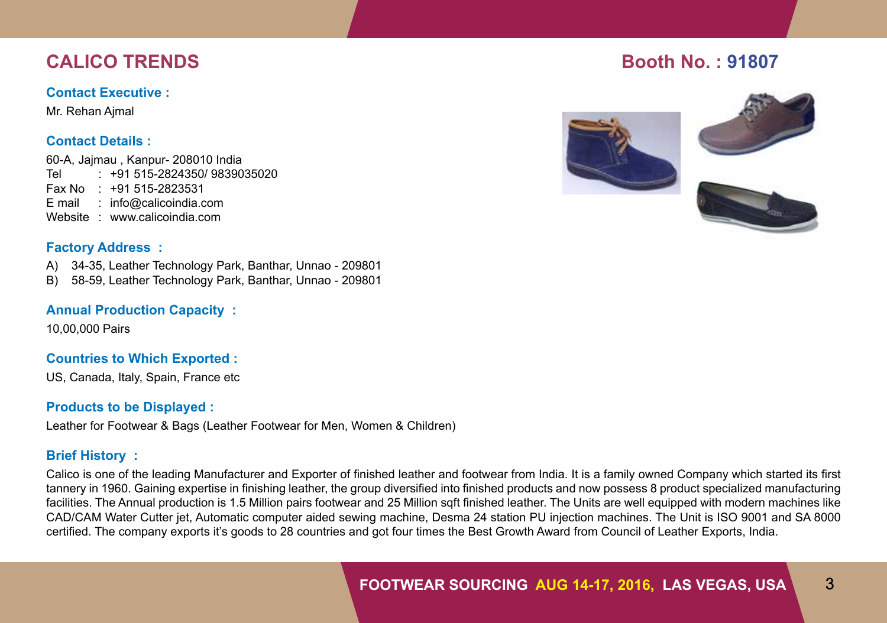# CALICO TRENDS

**Booth No. : 91807**

### Contact Executive :

Mr. Rehan Ajmal

### Contact Details :

60-A, Jajmau , Kanpur- 208010 India
Tel : +91 515-2824350/ 9839035020
Fax No : +91 515-2823531
E mail : info@calicoindia.com
Website : www.calicoindia.com

### Factory Address :

A) 34-35, Leather Technology Park, Banthar, Unnao - 209801
B) 58-59, Leather Technology Park, Banthar, Unnao - 209801

### Annual Production Capacity :

10,00,000 Pairs

### Countries to Which Exported :

US, Canada, Italy, Spain, France etc

### Products to be Displayed :

Leather for Footwear & Bags (Leather Footwear for Men, Women & Children)

### Brief History :

Calico is one of the leading Manufacturer and Exporter of finished leather and footwear from India. It is a family owned Company which started its first tannery in 1960. Gaining expertise in finishing leather, the group diversified into finished products and now possess 8 product specialized manufacturing facilities. The Annual production is 1.5 Million pairs footwear and 25 Million sqft finished leather. The Units are well equipped with modern machines like CAD/CAM Water Cutter jet, Automatic computer aided sewing machine, Desma 24 station PU injection machines. The Unit is ISO 9001 and SA 8000 certified. The company exports it's goods to 28 countries and got four times the Best Growth Award from Council of Leather Exports, India.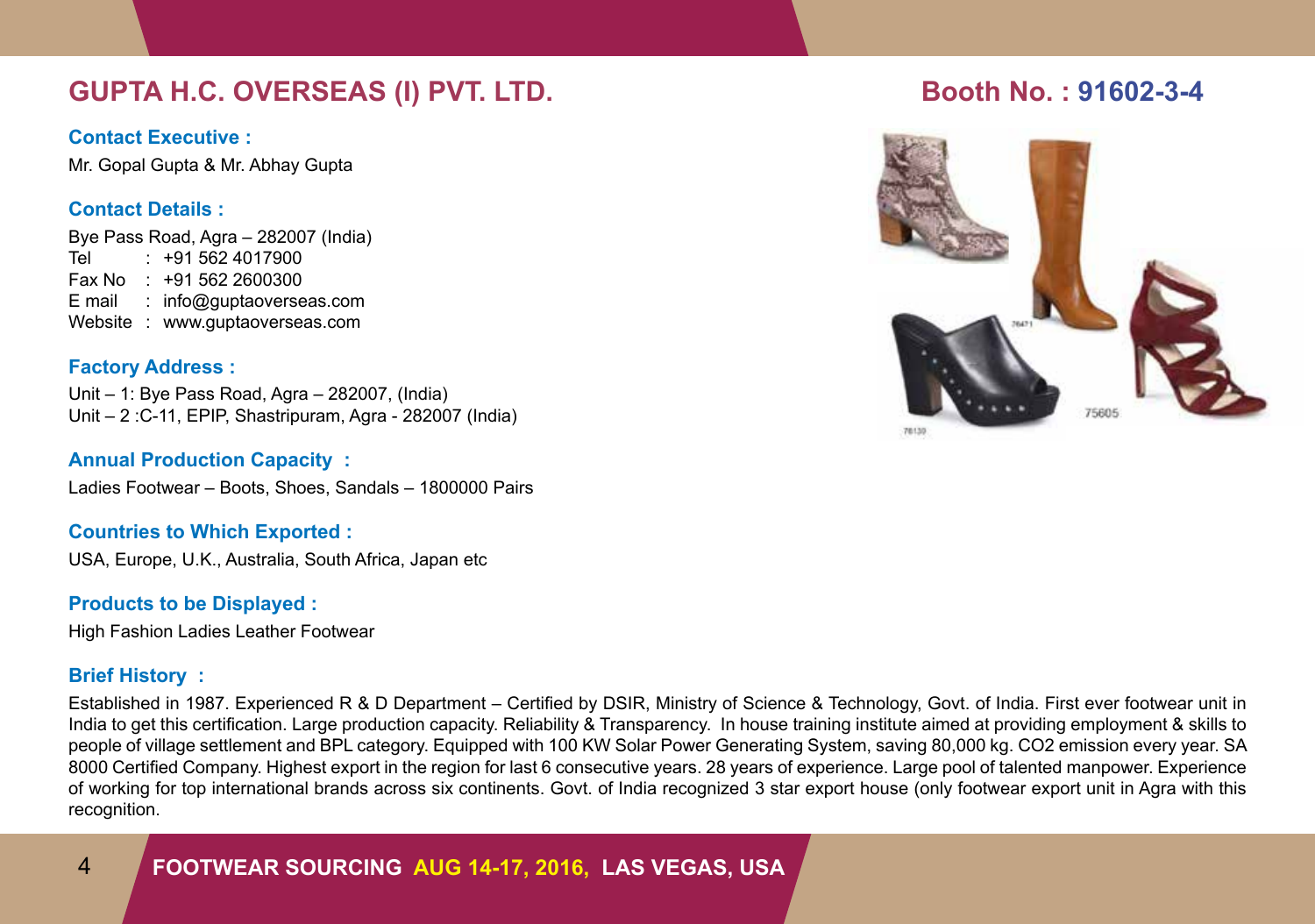# GUPTA H.C. OVERSEAS (I) PVT. LTD.

## Booth No. : 91602-3-4

**Contact Executive :**

Mr. Gopal Gupta & Mr. Abhay Gupta

**Contact Details :**

Bye Pass Road, Agra – 282007 (India)
Tel : +91 562 4017900
Fax No : +91 562 2600300
E mail : info@guptaoverseas.com
Website : www.guptaoverseas.com

**Factory Address :**

Unit – 1: Bye Pass Road, Agra – 282007, (India)
Unit – 2 :C-11, EPIP, Shastripuram, Agra - 282007 (India)

**Annual Production Capacity :**

Ladies Footwear – Boots, Shoes, Sandals – 1800000 Pairs

**Countries to Which Exported :**

USA, Europe, U.K., Australia, South Africa, Japan etc

**Products to be Displayed :**

High Fashion Ladies Leather Footwear

**Brief History :**

Established in 1987. Experienced R & D Department – Certified by DSIR, Ministry of Science & Technology, Govt. of India. First ever footwear unit in India to get this certification. Large production capacity. Reliability & Transparency. In house training institute aimed at providing employment & skills to people of village settlement and BPL category. Equipped with 100 KW Solar Power Generating System, saving 80,000 kg. $CO_2$ emission every year. SA 8000 Certified Company. Highest export in the region for last 6 consecutive years. 28 years of experience. Large pool of talented manpower. Experience of working for top international brands across six continents. Govt. of India recognized 3 star export house (only footwear export unit in Agra with this recognition.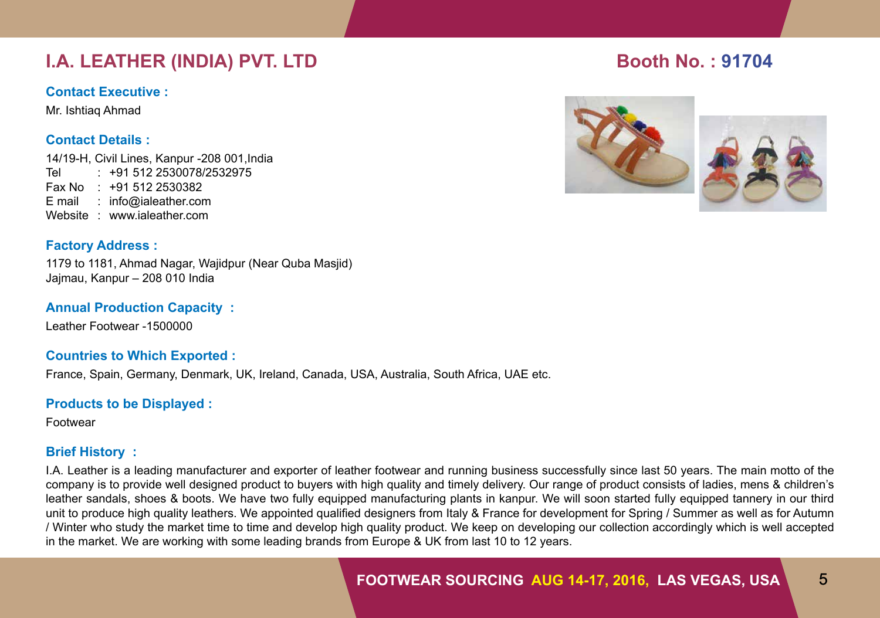# I.A. LEATHER (INDIA) PVT. LTD

**Booth No. : 91704**

### Contact Executive :

Mr. Ishtiaq Ahmad

### Contact Details :

14/19-H, Civil Lines, Kanpur -208 001,India
Tel : +91 512 2530078/2532975
Fax No : +91 512 2530382
E mail : info@ialeather.com
Website : www.ialeather.com

### Factory Address :

1179 to 1181, Ahmad Nagar, Wajidpur (Near Quba Masjid)
Jajmau, Kanpur – 208 010 India

### Annual Production Capacity :

Leather Footwear -1500000

### Countries to Which Exported :

France, Spain, Germany, Denmark, UK, Ireland, Canada, USA, Australia, South Africa, UAE etc.

### Products to be Displayed :

Footwear

### Brief History :

I.A. Leather is a leading manufacturer and exporter of leather footwear and running business successfully since last 50 years. The main motto of the company is to provide well designed product to buyers with high quality and timely delivery. Our range of product consists of ladies, mens & children's leather sandals, shoes & boots. We have two fully equipped manufacturing plants in kanpur. We will soon started fully equipped tannery in our third unit to produce high quality leathers. We appointed qualified designers from Italy & France for development for Spring / Summer as well as for Autumn / Winter who study the market time to time and develop high quality product. We keep on developing our collection accordingly which is well accepted in the market. We are working with some leading brands from Europe & UK from last 10 to 12 years.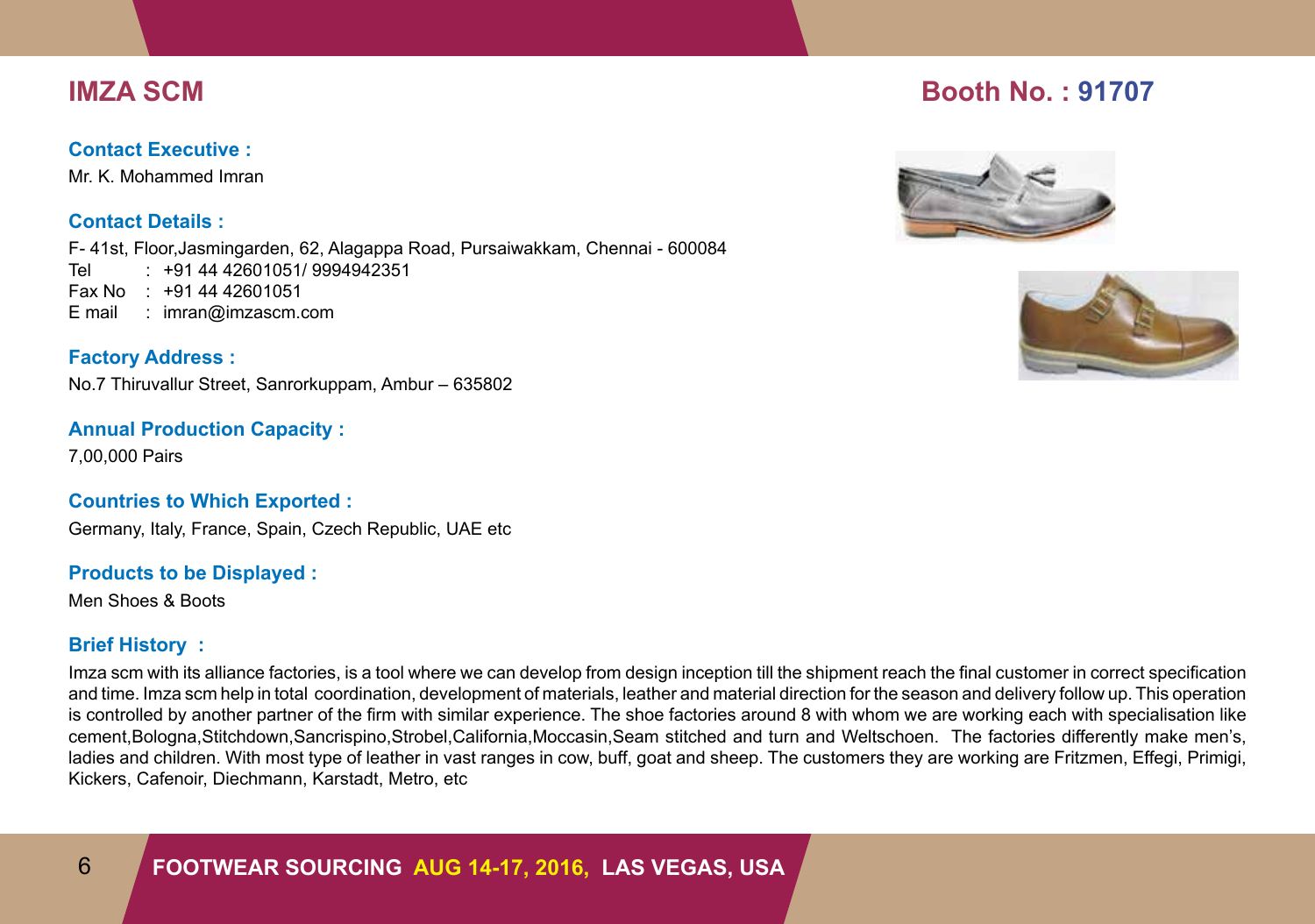## IMZA SCM

**Booth No. : 91707**

**Contact Executive :**

Mr. K. Mohammed Imran

**Contact Details :**

F- 41st, Floor,Jasmingarden, 62, Alagappa Road, Pursaiwakkam, Chennai - 600084
Tel : +91 44 42601051/ 9994942351
Fax No : +91 44 42601051
E mail : imran@imzascm.com

**Factory Address :**

No.7 Thiruvallur Street, Sanrorkuppam, Ambur – 635802

**Annual Production Capacity :**

7,00,000 Pairs

**Countries to Which Exported :**

Germany, Italy, France, Spain, Czech Republic, UAE etc

**Products to be Displayed :**

Men Shoes & Boots

**Brief History :**

Imza scm with its alliance factories, is a tool where we can develop from design inception till the shipment reach the final customer in correct specification and time. Imza scm help in total coordination, development of materials, leather and material direction for the season and delivery follow up. This operation is controlled by another partner of the firm with similar experience. The shoe factories around 8 with whom we are working each with specialisation like cement,Bologna,Stitchdown,Sancrispino,Strobel,California,Moccasin,Seam stitched and turn and Weltschoen. The factories differently make men's, ladies and children. With most type of leather in vast ranges in cow, buff, goat and sheep. The customers they are working are Fritzmen, Effegi, Primigi, Kickers, Cafenoir, Diechmann, Karstadt, Metro, etc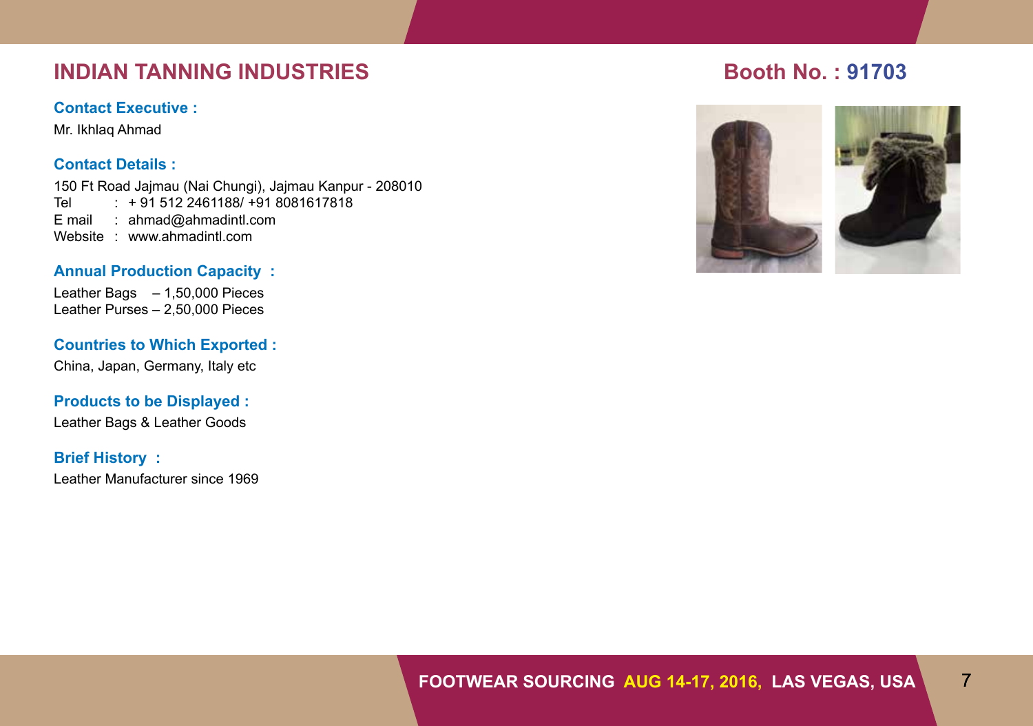## INDIAN TANNING INDUSTRIES

## Booth No. : 91703

**Contact Executive :**

Mr. Ikhlaq Ahmad

**Contact Details :**

150 Ft Road Jajmau (Nai Chungi), Jajmau Kanpur - 208010
Tel : + 91 512 2461188/ +91 8081617818
E mail : ahmad@ahmadintl.com
Website : www.ahmadintl.com

**Annual Production Capacity :**

Leather Bags – 1,50,000 Pieces
Leather Purses – 2,50,000 Pieces

**Countries to Which Exported :**

China, Japan, Germany, Italy etc

**Products to be Displayed :**

Leather Bags & Leather Goods

**Brief History :**

Leather Manufacturer since 1969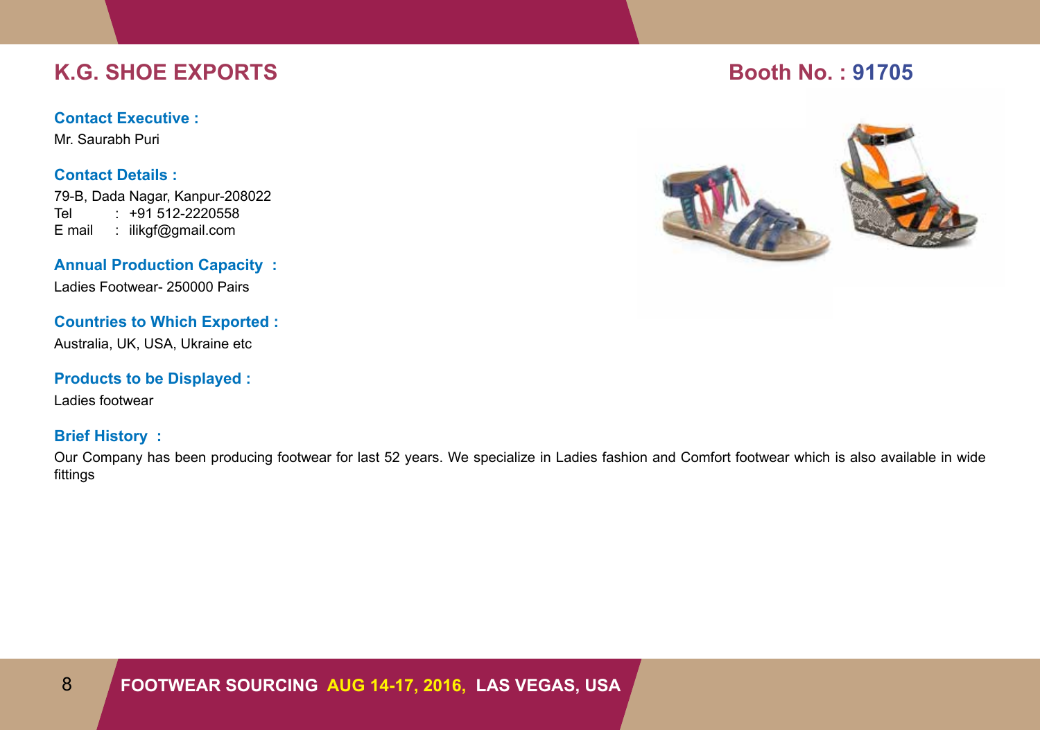## K.G. SHOE EXPORTS

## Booth No. : 91705

**Contact Executive :**

Mr. Saurabh Puri

**Contact Details :**

79-B, Dada Nagar, Kanpur-208022
Tel : +91 512-2220558
E mail : ilikgf@gmail.com

**Annual Production Capacity :**

Ladies Footwear- 250000 Pairs

**Countries to Which Exported :**

Australia, UK, USA, Ukraine etc

**Products to be Displayed :**

Ladies footwear

**Brief History :**

Our Company has been producing footwear for last 52 years. We specialize in Ladies fashion and Comfort footwear which is also available in wide fittings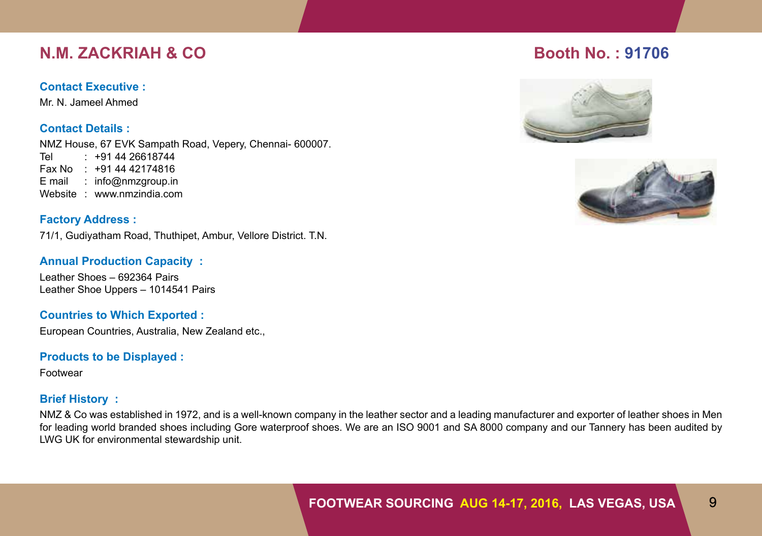# N.M. ZACKRIAH & CO

**Booth No. : 91706**

### Contact Executive :

Mr. N. Jameel Ahmed

### Contact Details :

NMZ House, 67 EVK Sampath Road, Vepery, Chennai- 600007.

Tel : +91 44 26618744
Fax No : +91 44 42174816
E mail : info@nmzgroup.in
Website : www.nmzindia.com

### Factory Address :

71/1, Gudiyatham Road, Thuthipet, Ambur, Vellore District. T.N.

### Annual Production Capacity :

Leather Shoes – 692364 Pairs
Leather Shoe Uppers – 1014541 Pairs

### Countries to Which Exported :

European Countries, Australia, New Zealand etc.,

### Products to be Displayed :

Footwear

### Brief History :

NMZ & Co was established in 1972, and is a well-known company in the leather sector and a leading manufacturer and exporter of leather shoes in Men for leading world branded shoes including Gore waterproof shoes. We are an ISO 9001 and SA 8000 company and our Tannery has been audited by LWG UK for environmental stewardship unit.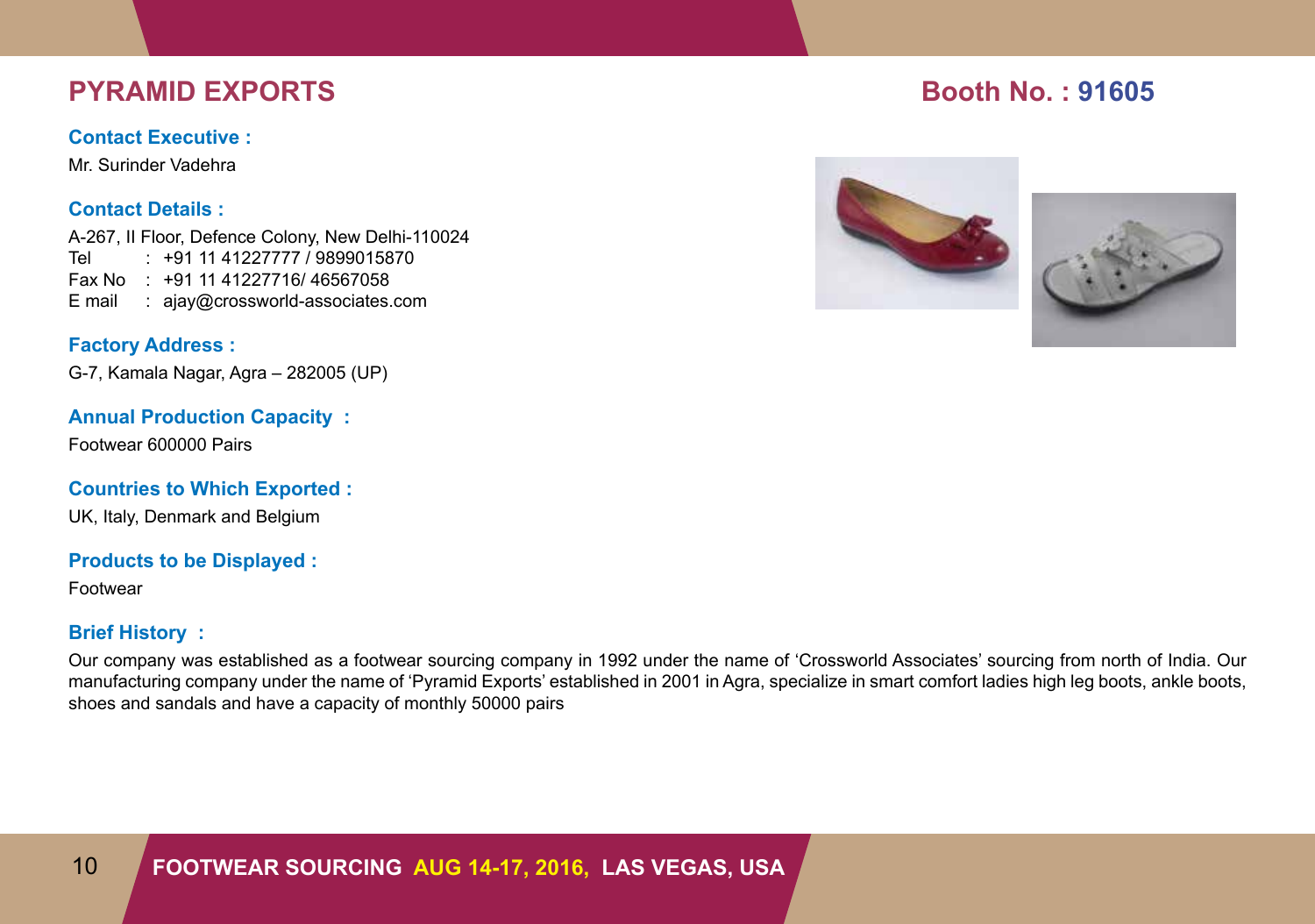## PYRAMID EXPORTS

**Booth No. : 91605**

### Contact Executive :

Mr. Surinder Vadehra

### Contact Details :

A-267, II Floor, Defence Colony, New Delhi-110024
Tel : +91 11 41227777 / 9899015870
Fax No : +91 11 41227716/ 46567058
E mail : ajay@crossworld-associates.com

### Factory Address :

G-7, Kamala Nagar, Agra – 282005 (UP)

### Annual Production Capacity :

Footwear 600000 Pairs

### Countries to Which Exported :

UK, Italy, Denmark and Belgium

### Products to be Displayed :

Footwear

### Brief History :

Our company was established as a footwear sourcing company in 1992 under the name of 'Crossworld Associates' sourcing from north of India. Our manufacturing company under the name of 'Pyramid Exports' established in 2001 in Agra, specialize in smart comfort ladies high leg boots, ankle boots, shoes and sandals and have a capacity of monthly 50000 pairs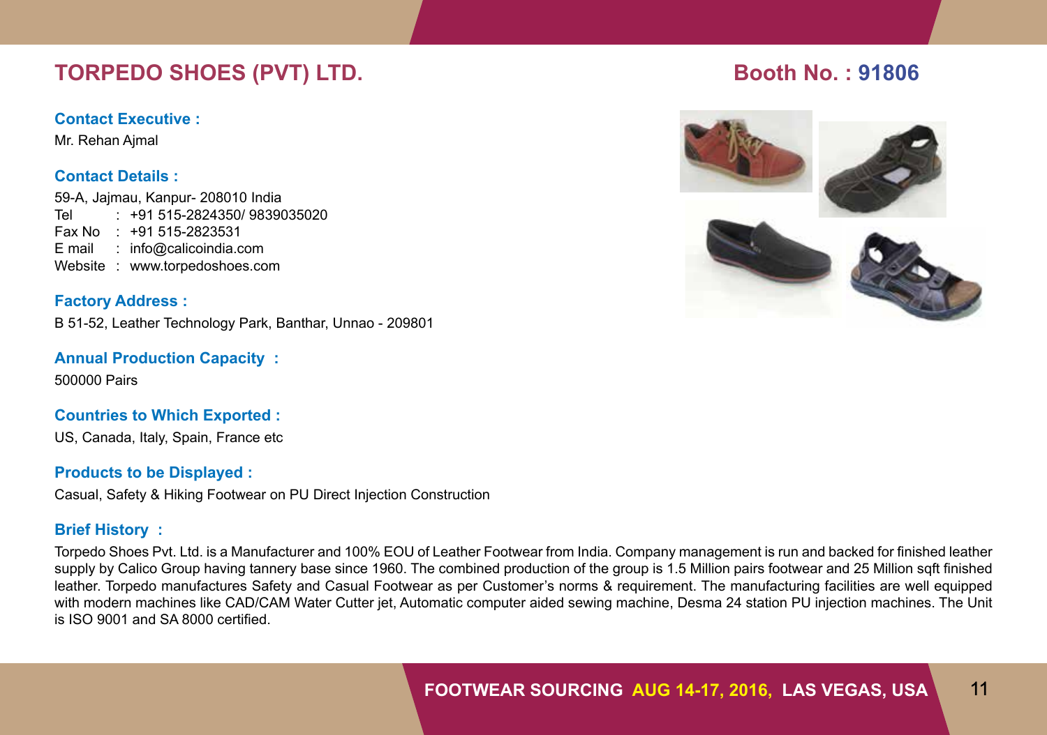# TORPEDO SHOES (PVT) LTD.

**Booth No. : 91806**

### Contact Executive :

Mr. Rehan Ajmal

### Contact Details :

59-A, Jajmau, Kanpur- 208010 India  
Tel : +91 515-2824350/ 9839035020  
Fax No : +91 515-2823531  
E mail : info@calicoindia.com  
Website : www.torpedoshoes.com

### Factory Address :

B 51-52, Leather Technology Park, Banthar, Unnao - 209801

### Annual Production Capacity :

500000 Pairs

### Countries to Which Exported :

US, Canada, Italy, Spain, France etc

### Products to be Displayed :

Casual, Safety & Hiking Footwear on PU Direct Injection Construction

### Brief History :

Torpedo Shoes Pvt. Ltd. is a Manufacturer and 100% EOU of Leather Footwear from India. Company management is run and backed for finished leather supply by Calico Group having tannery base since 1960. The combined production of the group is 1.5 Million pairs footwear and 25 Million sqft finished leather. Torpedo manufactures Safety and Casual Footwear as per Customer's norms & requirement. The manufacturing facilities are well equipped with modern machines like CAD/CAM Water Cutter jet, Automatic computer aided sewing machine, Desma 24 station PU injection machines. The Unit is ISO 9001 and SA 8000 certified.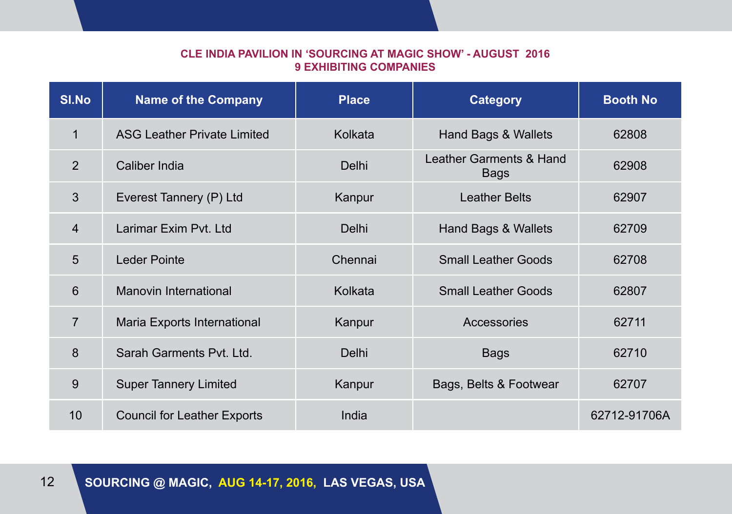## CLE INDIA PAVILION IN 'SOURCING AT MAGIC SHOW' - AUGUST 2016
## 9 EXHIBITING COMPANIES

| SI.No | Name of the Company | Place | Category | Booth No |
|---|---|---|---|---|
| 1 | ASG Leather Private Limited | Kolkata | Hand Bags & Wallets | 62808 |
| 2 | Caliber India | Delhi | Leather Garments & Hand Bags | 62908 |
| 3 | Everest Tannery (P) Ltd | Kanpur | Leather Belts | 62907 |
| 4 | Larimar Exim Pvt. Ltd | Delhi | Hand Bags & Wallets | 62709 |
| 5 | Leder Pointe | Chennai | Small Leather Goods | 62708 |
| 6 | Manovin International | Kolkata | Small Leather Goods | 62807 |
| 7 | Maria Exports International | Kanpur | Accessories | 62711 |
| 8 | Sarah Garments Pvt. Ltd. | Delhi | Bags | 62710 |
| 9 | Super Tannery Limited | Kanpur | Bags, Belts & Footwear | 62707 |
| 10 | Council for Leather Exports | India | | 62712-91706A |

**SOURCING @ MAGIC, AUG 14-17, 2016, LAS VEGAS, USA**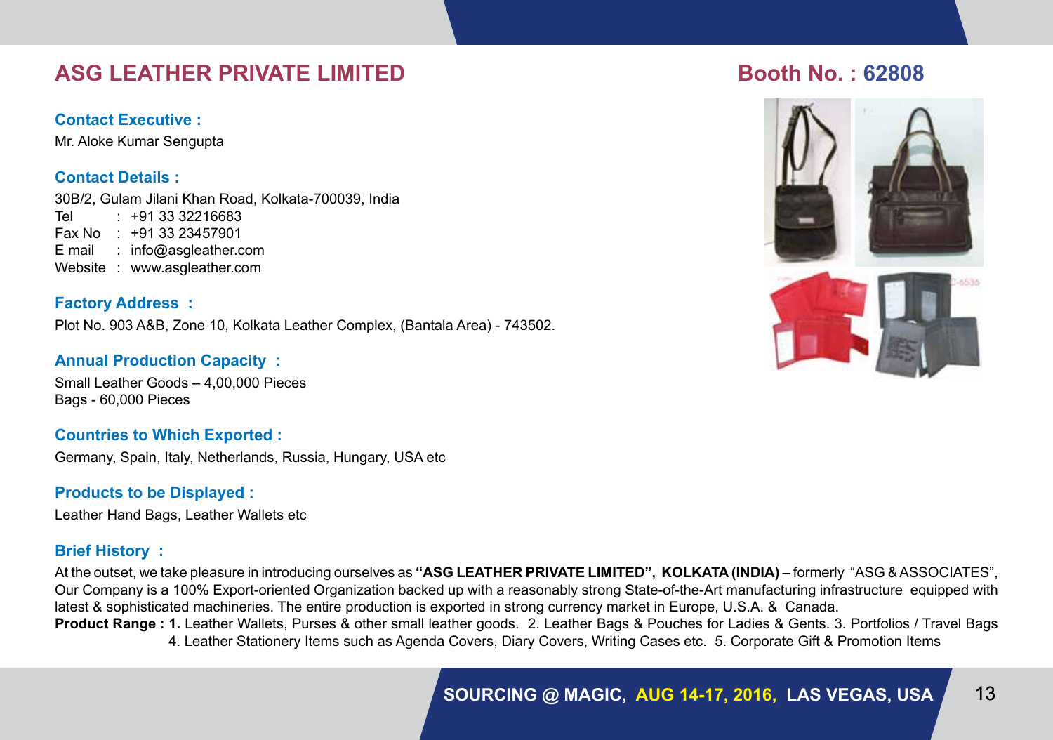# ASG LEATHER PRIVATE LIMITED

**Booth No. : 62808**

### Contact Executive :

Mr. Aloke Kumar Sengupta

### Contact Details :

30B/2, Gulam Jilani Khan Road, Kolkata-700039, India
Tel : +91 33 32216683
Fax No : +91 33 23457901
E mail : info@asgleather.com
Website : www.asgleather.com

### Factory Address :

Plot No. 903 A&B, Zone 10, Kolkata Leather Complex, (Bantala Area) - 743502.

### Annual Production Capacity :

Small Leather Goods – 4,00,000 Pieces
Bags - 60,000 Pieces

### Countries to Which Exported :

Germany, Spain, Italy, Netherlands, Russia, Hungary, USA etc

### Products to be Displayed :

Leather Hand Bags, Leather Wallets etc

### Brief History :

At the outset, we take pleasure in introducing ourselves as **"ASG LEATHER PRIVATE LIMITED", KOLKATA (INDIA)** – formerly "ASG & ASSOCIATES", Our Company is a 100% Export-oriented Organization backed up with a reasonably strong State-of-the-Art manufacturing infrastructure equipped with latest & sophisticated machineries. The entire production is exported in strong currency market in Europe, U.S.A. & Canada.

**Product Range : 1.** Leather Wallets, Purses & other small leather goods. 2. Leather Bags & Pouches for Ladies & Gents. 3. Portfolios / Travel Bags 4. Leather Stationery Items such as Agenda Covers, Diary Covers, Writing Cases etc. 5. Corporate Gift & Promotion Items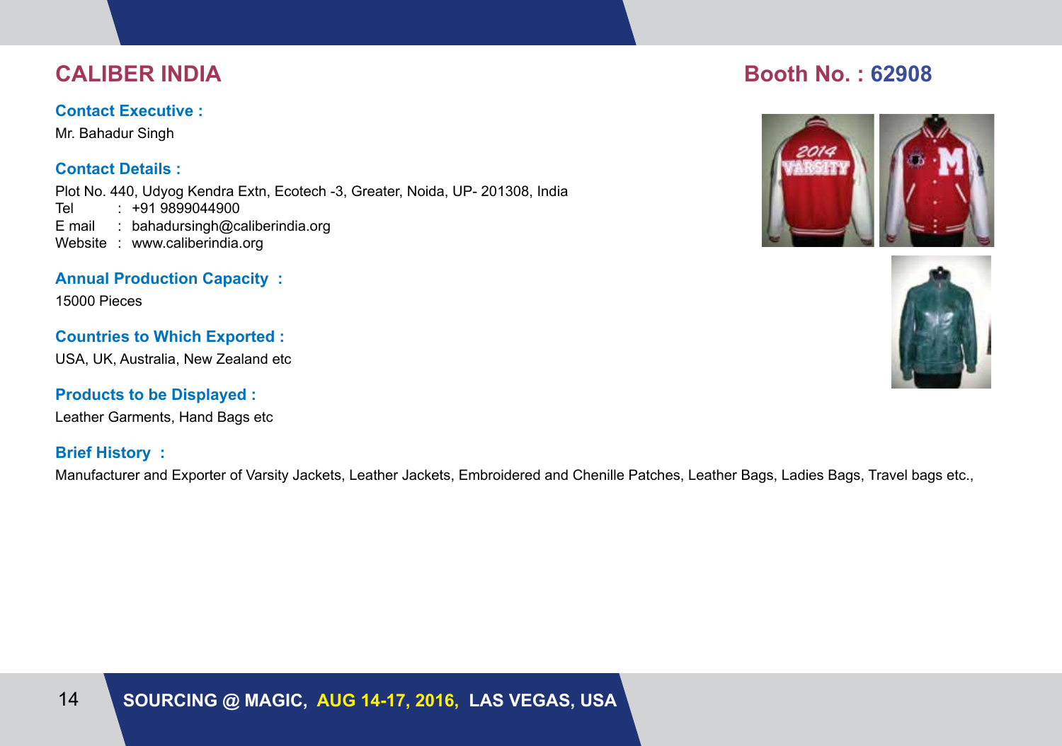# CALIBER INDIA

**Booth No. : 62908**

### Contact Executive :

Mr. Bahadur Singh

### Contact Details :

Plot No. 440, Udyog Kendra Extn, Ecotech -3, Greater, Noida, UP- 201308, India

Tel : +91 9899044900

E mail : bahadursingh@caliberindia.org

Website : www.caliberindia.org

### Annual Production Capacity :

15000 Pieces

### Countries to Which Exported :

USA, UK, Australia, New Zealand etc

### Products to be Displayed :

Leather Garments, Hand Bags etc

### Brief History :

Manufacturer and Exporter of Varsity Jackets, Leather Jackets, Embroidered and Chenille Patches, Leather Bags, Ladies Bags, Travel bags etc.,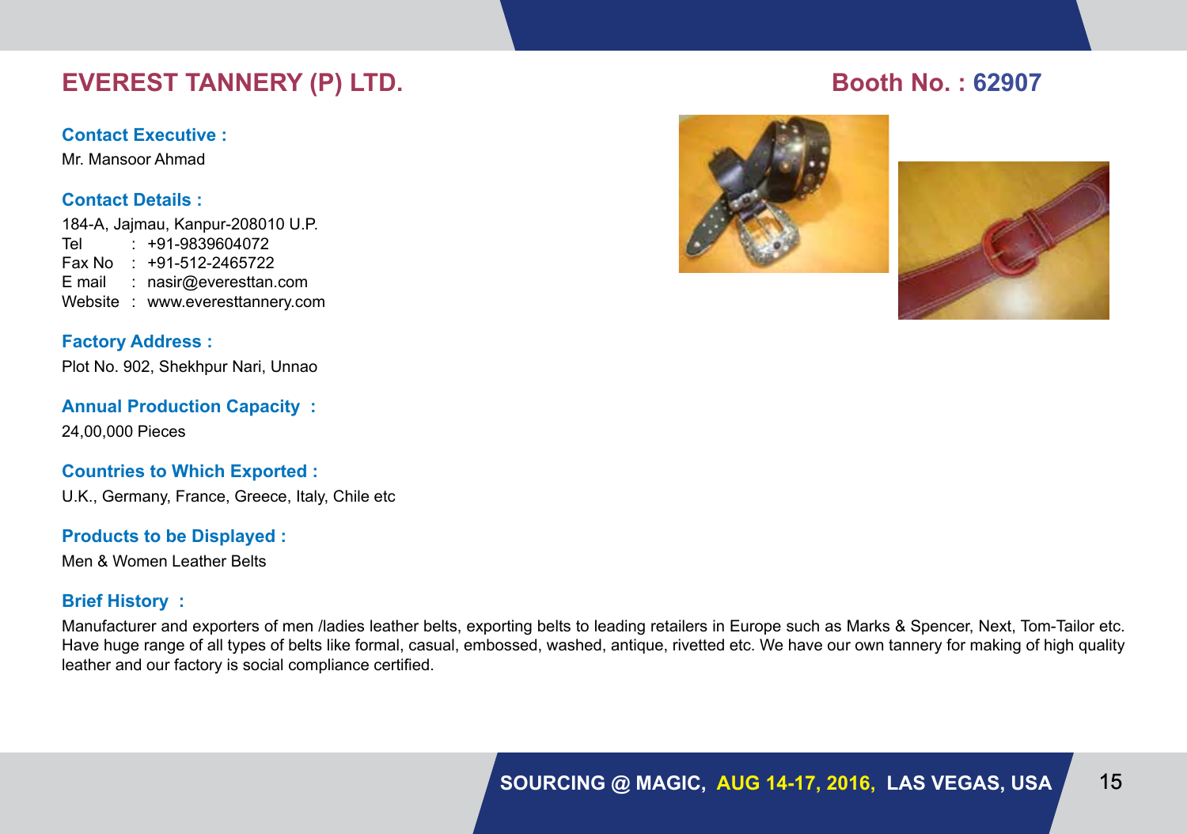# EVEREST TANNERY (P) LTD.

**Booth No. : 62907**

**Contact Executive :**

Mr. Mansoor Ahmad

**Contact Details :**

184-A, Jajmau, Kanpur-208010 U.P.
Tel : +91-9839604072
Fax No : +91-512-2465722
E mail : nasir@everesttan.com
Website : www.everesttannery.com

**Factory Address :**

Plot No. 902, Shekhpur Nari, Unnao

**Annual Production Capacity :**

24,00,000 Pieces

**Countries to Which Exported :**

U.K., Germany, France, Greece, Italy, Chile etc

**Products to be Displayed :**

Men & Women Leather Belts

**Brief History :**

Manufacturer and exporters of men /ladies leather belts, exporting belts to leading retailers in Europe such as Marks & Spencer, Next, Tom-Tailor etc. Have huge range of all types of belts like formal, casual, embossed, washed, antique, rivetted etc. We have our own tannery for making of high quality leather and our factory is social compliance certified.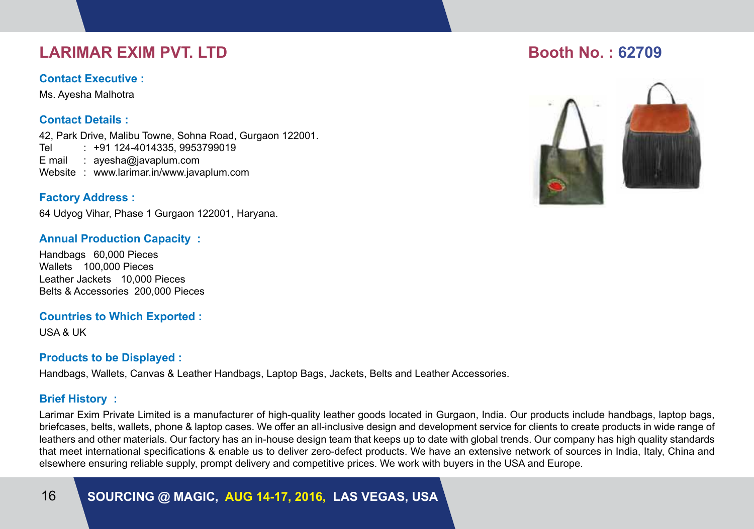# LARIMAR EXIM PVT. LTD

**Booth No. : 62709**

### Contact Executive :

Ms. Ayesha Malhotra

### Contact Details :

42, Park Drive, Malibu Towne, Sohna Road, Gurgaon 122001.
Tel : +91 124-4014335, 9953799019
E mail : ayesha@javaplum.com
Website : www.larimar.in/www.javaplum.com

### Factory Address :

64 Udyog Vihar, Phase 1 Gurgaon 122001, Haryana.

### Annual Production Capacity :

Handbags 60,000 Pieces
Wallets 100,000 Pieces
Leather Jackets 10,000 Pieces
Belts & Accessories 200,000 Pieces

### Countries to Which Exported :

USA & UK

### Products to be Displayed :

Handbags, Wallets, Canvas & Leather Handbags, Laptop Bags, Jackets, Belts and Leather Accessories.

### Brief History :

Larimar Exim Private Limited is a manufacturer of high-quality leather goods located in Gurgaon, India. Our products include handbags, laptop bags, briefcases, belts, wallets, phone & laptop cases. We offer an all-inclusive design and development service for clients to create products in wide range of leathers and other materials. Our factory has an in-house design team that keeps up to date with global trends. Our company has high quality standards that meet international specifications & enable us to deliver zero-defect products. We have an extensive network of sources in India, Italy, China and elsewhere ensuring reliable supply, prompt delivery and competitive prices. We work with buyers in the USA and Europe.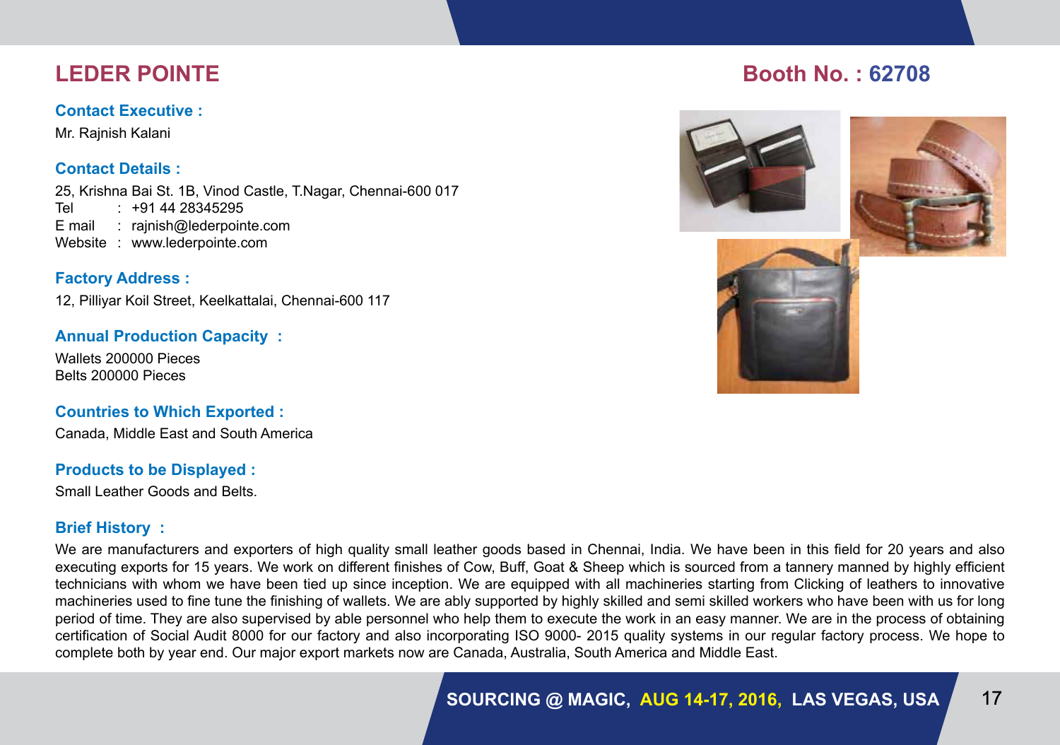# LEDER POINTE

## Booth No. : 62708

**Contact Executive :**

Mr. Rajnish Kalani

**Contact Details :**

25, Krishna Bai St. 1B, Vinod Castle, T.Nagar, Chennai-600 017
Tel : +91 44 28345295
E mail : rajnish@lederpointe.com
Website : www.lederpointe.com

**Factory Address :**

12, Pilliyar Koil Street, Keelkattalai, Chennai-600 117

**Annual Production Capacity :**

Wallets 200000 Pieces
Belts 200000 Pieces

**Countries to Which Exported :**

Canada, Middle East and South America

**Products to be Displayed :**

Small Leather Goods and Belts.

**Brief History :**

We are manufacturers and exporters of high quality small leather goods based in Chennai, India. We have been in this field for 20 years and also executing exports for 15 years. We work on different finishes of Cow, Buff, Goat & Sheep which is sourced from a tannery manned by highly efficient technicians with whom we have been tied up since inception. We are equipped with all machineries starting from Clicking of leathers to innovative machineries used to fine tune the finishing of wallets. We are ably supported by highly skilled and semi skilled workers who have been with us for long period of time. They are also supervised by able personnel who help them to execute the work in an easy manner. We are in the process of obtaining certification of Social Audit 8000 for our factory and also incorporating ISO 9000- 2015 quality systems in our regular factory process. We hope to complete both by year end. Our major export markets now are Canada, Australia, South America and Middle East.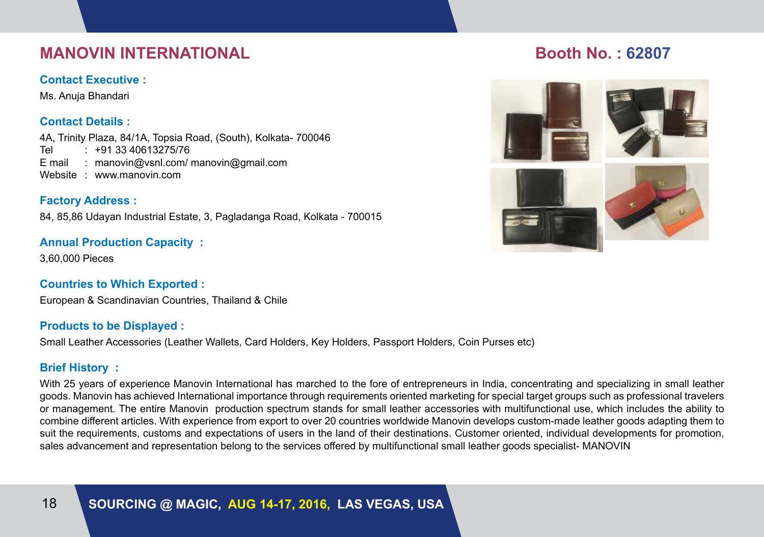## MANOVIN INTERNATIONAL

**Booth No. : 62807**

### Contact Executive :

Ms. Anuja Bhandari

### Contact Details :

4A, Trinity Plaza, 84/1A, Topsia Road, (South), Kolkata- 700046
Tel : +91 33 40613275/76
E mail : manovin@vsnl.com/ manovin@gmail.com
Website : www.manovin.com

### Factory Address :

84, 85,86 Udayan Industrial Estate, 3, Pagladanga Road, Kolkata - 700015

### Annual Production Capacity :

3,60,000 Pieces

### Countries to Which Exported :

European & Scandinavian Countries, Thailand & Chile

### Products to be Displayed :

Small Leather Accessories (Leather Wallets, Card Holders, Key Holders, Passport Holders, Coin Purses etc)

### Brief History :

With 25 years of experience Manovin International has marched to the fore of entrepreneurs in India, concentrating and specializing in small leather goods. Manovin has achieved International importance through requirements oriented marketing for special target groups such as professional travelers or management. The entire Manovin production spectrum stands for small leather accessories with multifunctional use, which includes the ability to combine different articles. With experience from export to over 20 countries worldwide Manovin develops custom-made leather goods adapting them to suit the requirements, customs and expectations of users in the land of their destinations. Customer oriented, individual developments for promotion, sales advancement and representation belong to the services offered by multifunctional small leather goods specialist- MANOVIN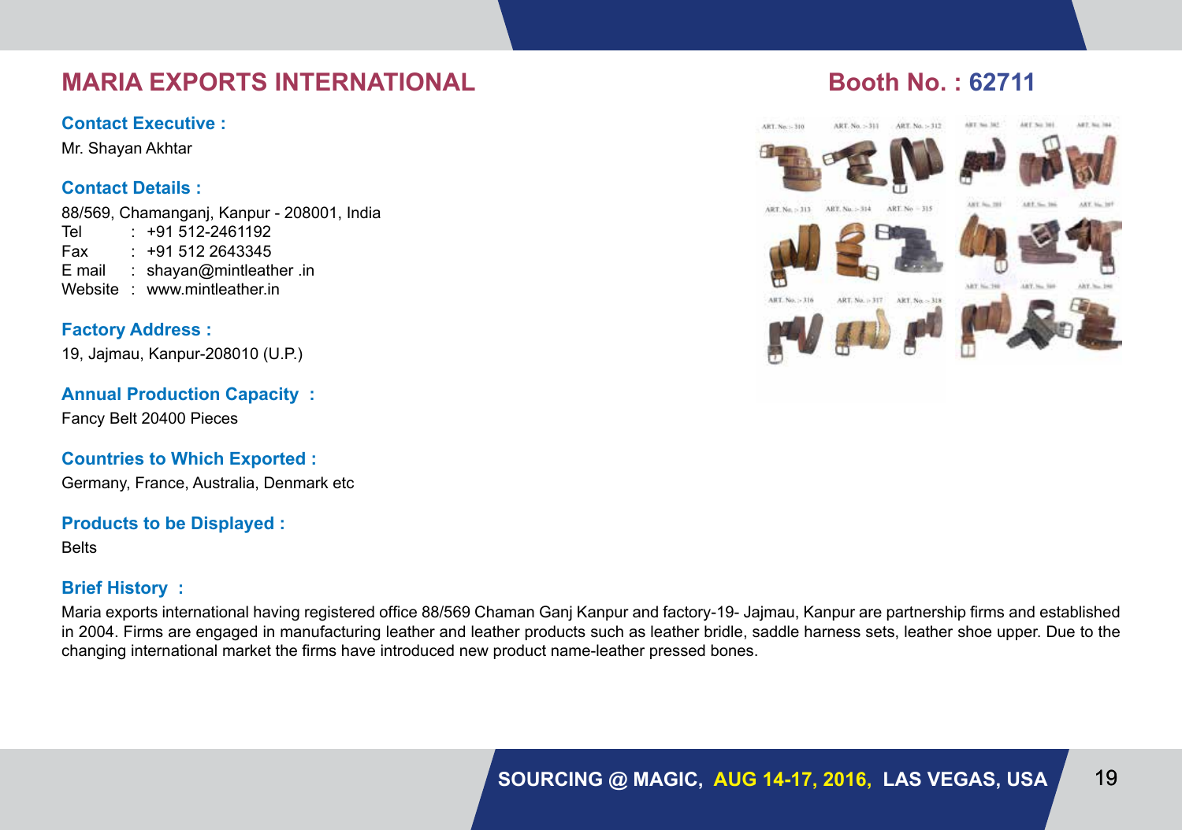# MARIA EXPORTS INTERNATIONAL

## Booth No. : 62711

### Contact Executive :

Mr. Shayan Akhtar

### Contact Details :

88/569, Chamanganj, Kanpur - 208001, India
Tel : +91 512-2461192
Fax : +91 512 2643345
E mail : shayan@mintleather .in
Website : www.mintleather.in

### Factory Address :

19, Jajmau, Kanpur-208010 (U.P.)

### Annual Production Capacity :

Fancy Belt 20400 Pieces

### Countries to Which Exported :

Germany, France, Australia, Denmark etc

### Products to be Displayed :

Belts

### Brief History :

Maria exports international having registered office 88/569 Chaman Ganj Kanpur and factory-19- Jajmau, Kanpur are partnership firms and established in 2004. Firms are engaged in manufacturing leather and leather products such as leather bridle, saddle harness sets, leather shoe upper. Due to the changing international market the firms have introduced new product name-leather pressed bones.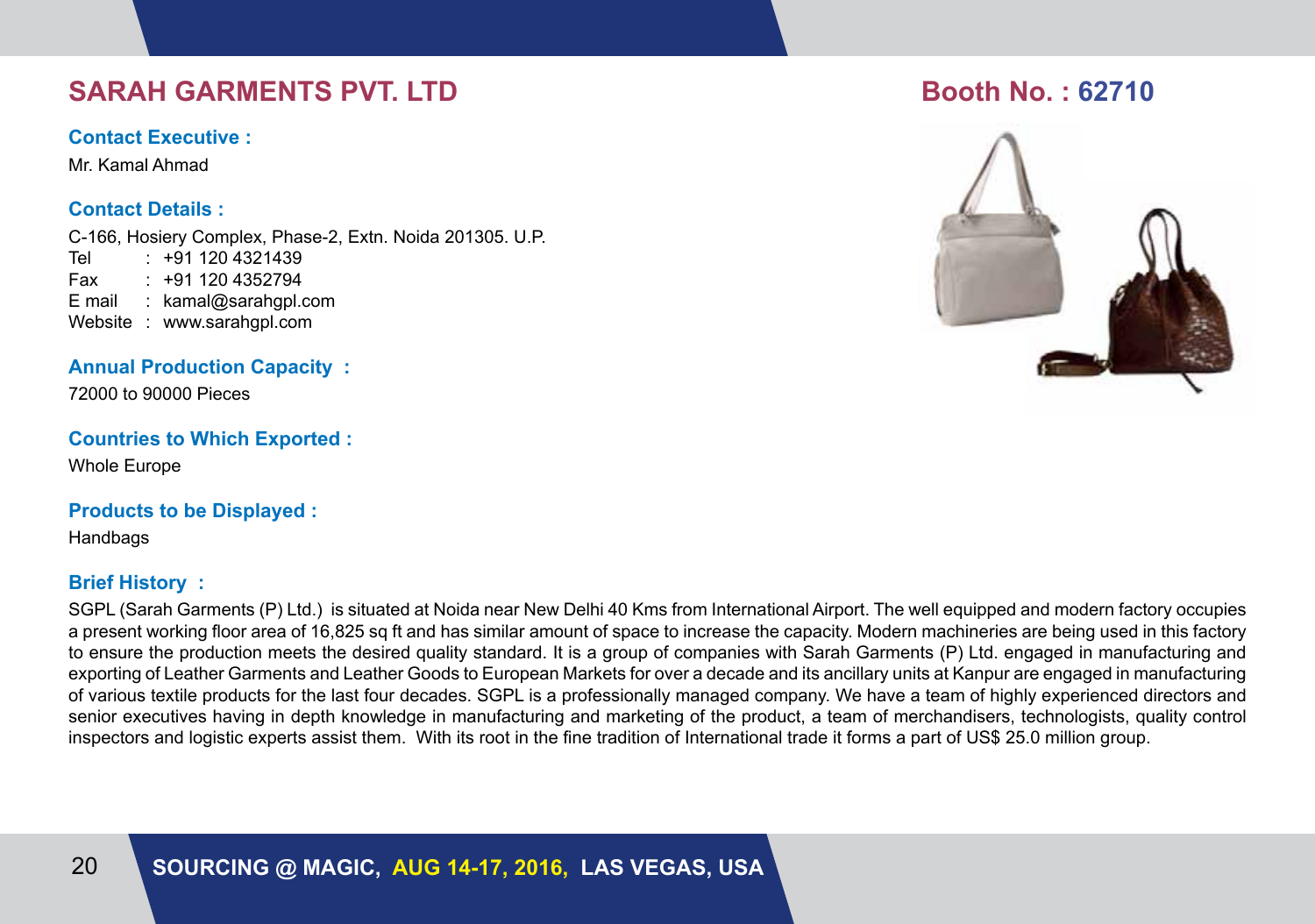## SARAH GARMENTS PVT. LTD

**Booth No. : 62710**

**Contact Executive :**

Mr. Kamal Ahmad

**Contact Details :**

C-166, Hosiery Complex, Phase-2, Extn. Noida 201305. U.P.
Tel : +91 120 4321439
Fax : +91 120 4352794
E mail : kamal@sarahgpl.com
Website : www.sarahgpl.com

**Annual Production Capacity :**

72000 to 90000 Pieces

**Countries to Which Exported :**

Whole Europe

**Products to be Displayed :**

Handbags

**Brief History :**

SGPL (Sarah Garments (P) Ltd.) is situated at Noida near New Delhi 40 Kms from International Airport. The well equipped and modern factory occupies a present working floor area of 16,825 sq ft and has similar amount of space to increase the capacity. Modern machineries are being used in this factory to ensure the production meets the desired quality standard. It is a group of companies with Sarah Garments (P) Ltd. engaged in manufacturing and exporting of Leather Garments and Leather Goods to European Markets for over a decade and its ancillary units at Kanpur are engaged in manufacturing of various textile products for the last four decades. SGPL is a professionally managed company. We have a team of highly experienced directors and senior executives having in depth knowledge in manufacturing and marketing of the product, a team of merchandisers, technologists, quality control inspectors and logistic experts assist them. With its root in the fine tradition of International trade it forms a part of US$ 25.0 million group.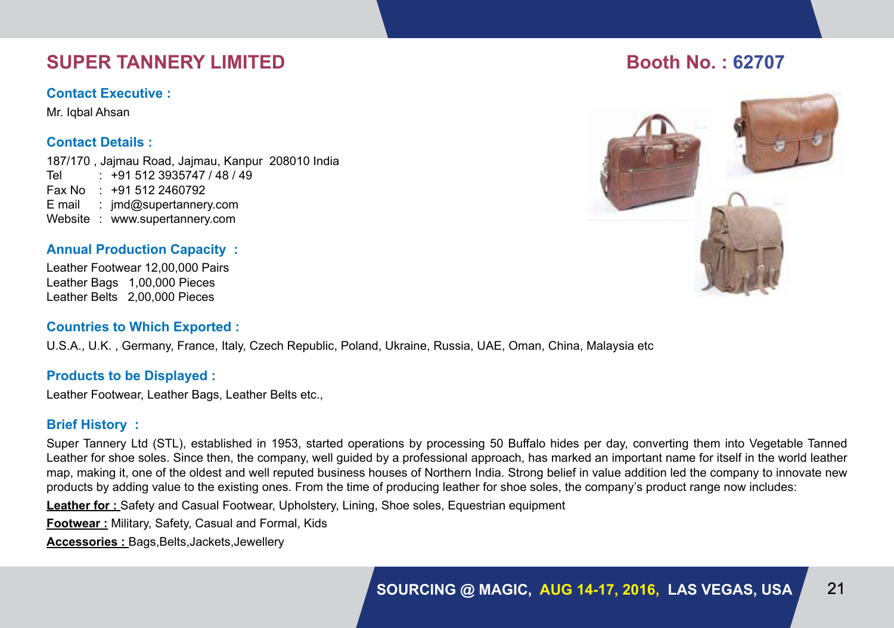## SUPER TANNERY LIMITED

**Booth No. : 62707**

### Contact Executive :

Mr. Iqbal Ahsan

### Contact Details :

187/170 , Jajmau Road, Jajmau, Kanpur 208010 India
Tel : +91 512 3935747 / 48 / 49
Fax No : +91 512 2460792
E mail : jmd@supertannery.com
Website : www.supertannery.com

### Annual Production Capacity :

Leather Footwear 12,00,000 Pairs
Leather Bags 1,00,000 Pieces
Leather Belts 2,00,000 Pieces

### Countries to Which Exported :

U.S.A., U.K. , Germany, France, Italy, Czech Republic, Poland, Ukraine, Russia, UAE, Oman, China, Malaysia etc

### Products to be Displayed :

Leather Footwear, Leather Bags, Leather Belts etc.,

### Brief History :

Super Tannery Ltd (STL), established in 1953, started operations by processing 50 Buffalo hides per day, converting them into Vegetable Tanned Leather for shoe soles. Since then, the company, well guided by a professional approach, has marked an important name for itself in the world leather map, making it, one of the oldest and well reputed business houses of Northern India. Strong belief in value addition led the company to innovate new products by adding value to the existing ones. From the time of producing leather for shoe soles, the company's product range now includes:

**Leather for :** Safety and Casual Footwear, Upholstery, Lining, Shoe soles, Equestrian equipment

**Footwear :** Military, Safety, Casual and Formal, Kids

**Accessories :** Bags,Belts,Jackets,Jewellery